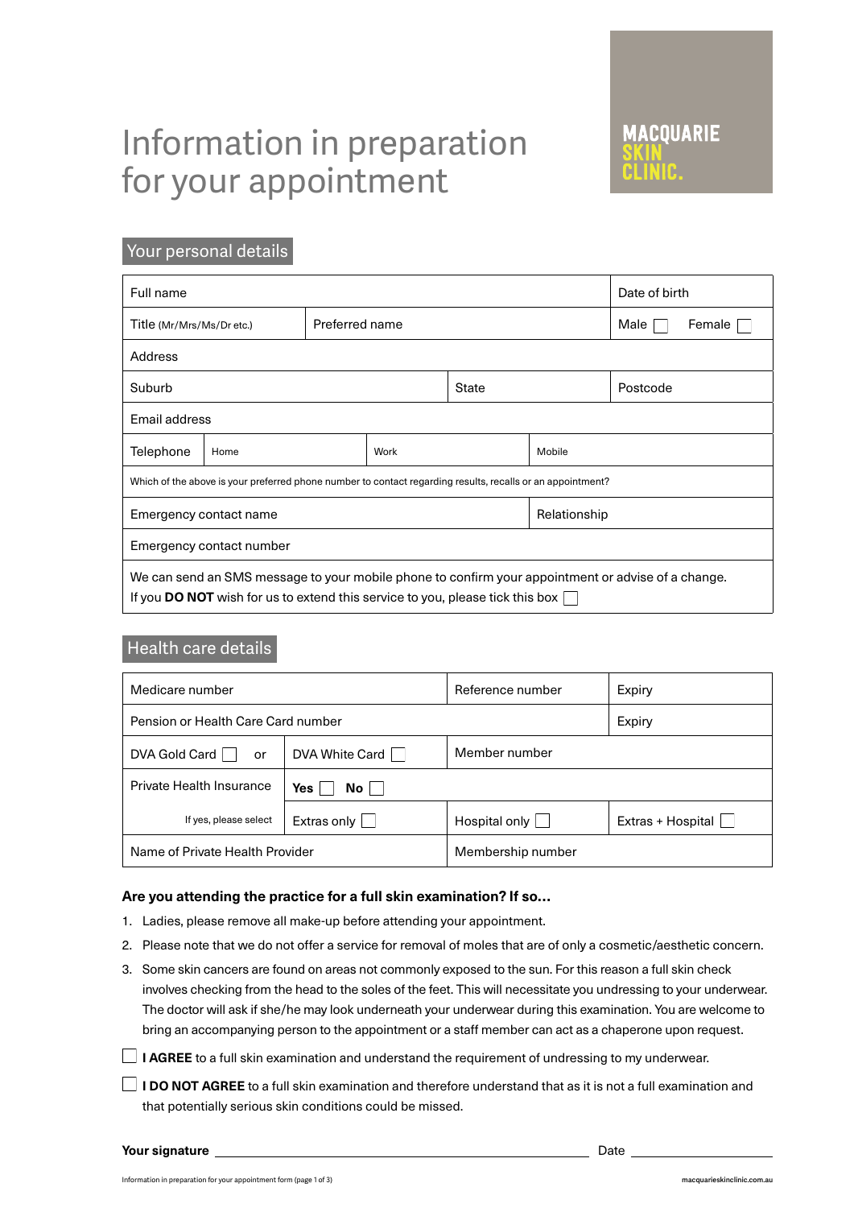MACQUARIE SKIN CLINIC.

# Information in preparation for your appointment

## Your personal details

| Full name | | | | Date of birth | |
|---|---|---|---|---|---|
| Title (Mr/Mrs/Ms/Dr etc.) | Preferred name | | | Male ☐ | Female ☐ |
| Address | | | | | |
| Suburb | | State | | Postcode | |
| Email address | | | | | |
| Telephone | Home | Work | Mobile | | |
| Which of the above is your preferred phone number to contact regarding results, recalls or an appointment? | | | | | |
| Emergency contact name | | | Relationship | | |
| Emergency contact number | | | | | |

We can send an SMS message to your mobile phone to confirm your appointment or advise of a change.
If you **DO NOT** wish for us to extend this service to you, please tick this box ☐

## Health care details

| Medicare number | | Reference number | Expiry |
|---|---|---|---|
| Pension or Health Care Card number | | | Expiry |
| DVA Gold Card ☐ or | DVA White Card ☐ | Member number | |
| Private Health Insurance | **Yes** ☐ **No** ☐ | | |
| If yes, please select | Extras only ☐ | Hospital only ☐ | Extras + Hospital ☐ |
| Name of Private Health Provider | | Membership number | |

**Are you attending the practice for a full skin examination? If so...**

1. Ladies, please remove all make-up before attending your appointment.
2. Please note that we do not offer a service for removal of moles that are of only a cosmetic/aesthetic concern.
3. Some skin cancers are found on areas not commonly exposed to the sun. For this reason a full skin check involves checking from the head to the soles of the feet. This will necessitate you undressing to your underwear. The doctor will ask if she/he may look underneath your underwear during this examination. You are welcome to bring an accompanying person to the appointment or a staff member can act as a chaperone upon request.

☐ **I AGREE** to a full skin examination and understand the requirement of undressing to my underwear.

☐ **I DO NOT AGREE** to a full skin examination and therefore understand that as it is not a full examination and that potentially serious skin conditions could be missed.

**Your signature** ______________________________ Date ______________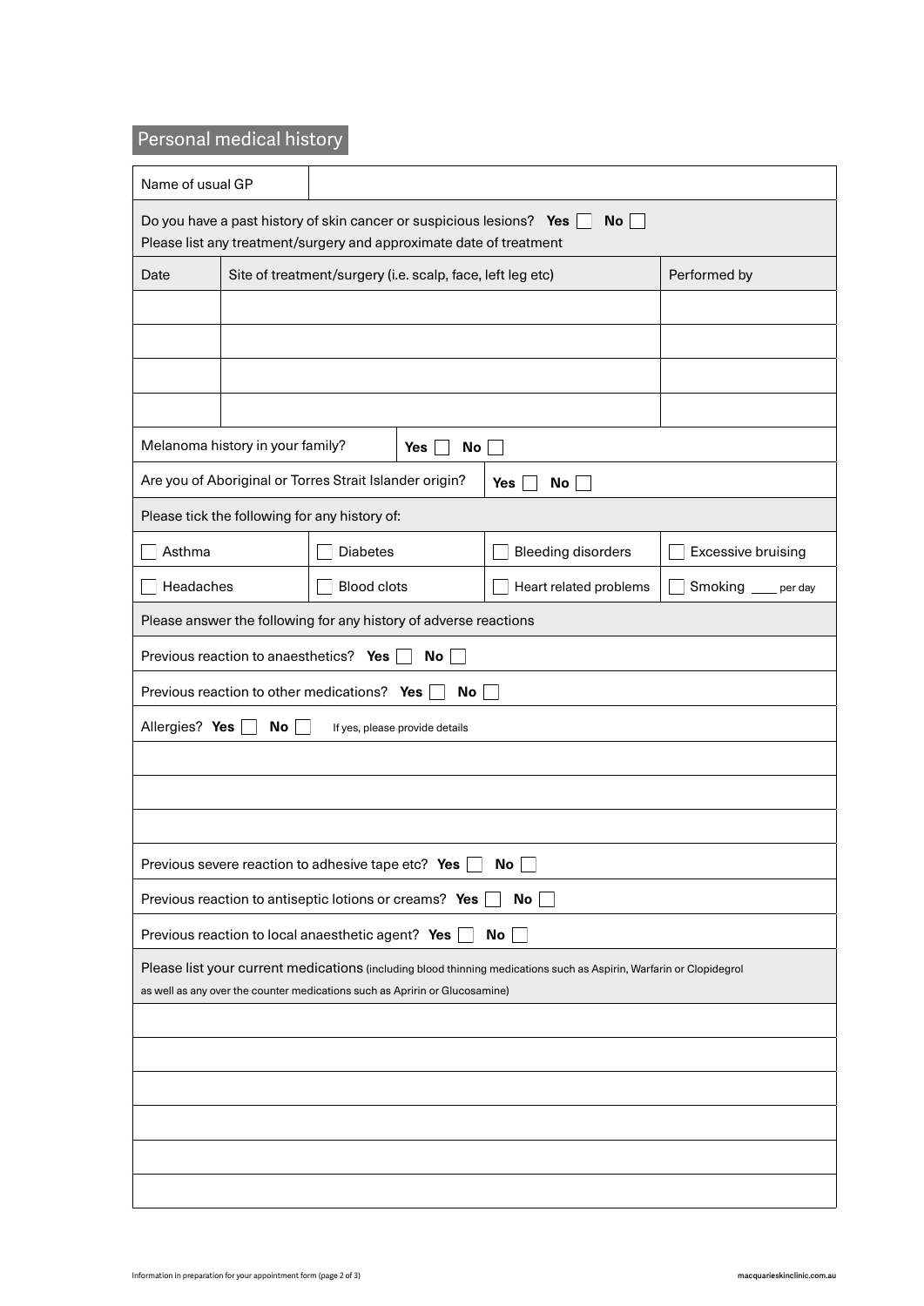## Personal medical history

| Name of usual GP | |
|---|---|

Do you have a past history of skin cancer or suspicious lesions? **Yes** ☐ **No** ☐
Please list any treatment/surgery and approximate date of treatment

| Date | Site of treatment/surgery (i.e. scalp, face, left leg etc) | Performed by |
|---|---|---|
| | | |
| | | |
| | | |
| | | |

Melanoma history in your family? **Yes** ☐ **No** ☐

Are you of Aboriginal or Torres Strait Islander origin? **Yes** ☐ **No** ☐

Please tick the following for any history of:

| | | | |
|---|---|---|---|
| ☐ Asthma | ☐ Diabetes | ☐ Bleeding disorders | ☐ Excessive bruising |
| ☐ Headaches | ☐ Blood clots | ☐ Heart related problems | ☐ Smoking ____ per day |

Please answer the following for any history of adverse reactions

Previous reaction to anaesthetics? **Yes** ☐ **No** ☐

Previous reaction to other medications? **Yes** ☐ **No** ☐

Allergies? **Yes** ☐ **No** ☐ If yes, please provide details

Previous severe reaction to adhesive tape etc? **Yes** ☐ **No** ☐

Previous reaction to antiseptic lotions or creams? **Yes** ☐ **No** ☐

Previous reaction to local anaesthetic agent? **Yes** ☐ **No** ☐

Please list your current medications (including blood thinning medications such as Aspirin, Warfarin or Clopidegrol as well as any over the counter medications such as Apririn or Glucosamine)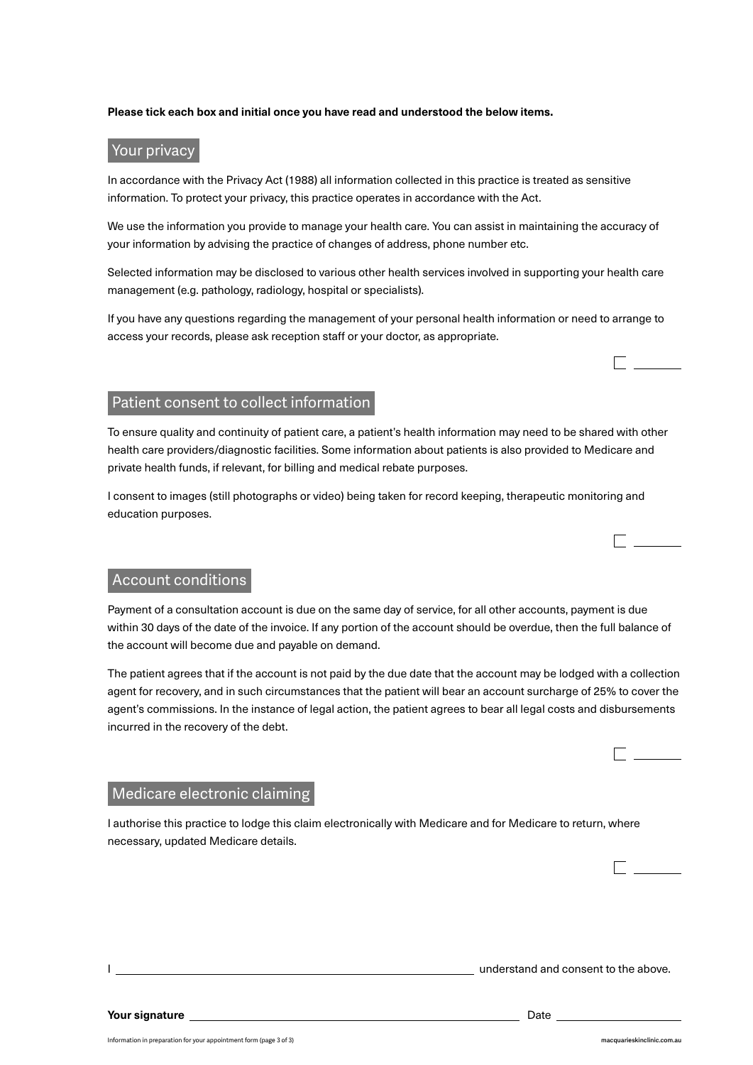**Please tick each box and initial once you have read and understood the below items.**

## Your privacy

In accordance with the Privacy Act (1988) all information collected in this practice is treated as sensitive information. To protect your privacy, this practice operates in accordance with the Act.

We use the information you provide to manage your health care. You can assist in maintaining the accuracy of your information by advising the practice of changes of address, phone number etc.

Selected information may be disclosed to various other health services involved in supporting your health care management (e.g. pathology, radiology, hospital or specialists).

If you have any questions regarding the management of your personal health information or need to arrange to access your records, please ask reception staff or your doctor, as appropriate.

☐ ________

## Patient consent to collect information

To ensure quality and continuity of patient care, a patient's health information may need to be shared with other health care providers/diagnostic facilities. Some information about patients is also provided to Medicare and private health funds, if relevant, for billing and medical rebate purposes.

I consent to images (still photographs or video) being taken for record keeping, therapeutic monitoring and education purposes.

☐ ________

## Account conditions

Payment of a consultation account is due on the same day of service, for all other accounts, payment is due within 30 days of the date of the invoice. If any portion of the account should be overdue, then the full balance of the account will become due and payable on demand.

The patient agrees that if the account is not paid by the due date that the account may be lodged with a collection agent for recovery, and in such circumstances that the patient will bear an account surcharge of 25% to cover the agent's commissions. In the instance of legal action, the patient agrees to bear all legal costs and disbursements incurred in the recovery of the debt.

☐ ________

## Medicare electronic claiming

I authorise this practice to lodge this claim electronically with Medicare and for Medicare to return, where necessary, updated Medicare details.

☐ ________

I ____________________________________________ understand and consent to the above.

**Your signature** ____________________________________________ Date ____________________